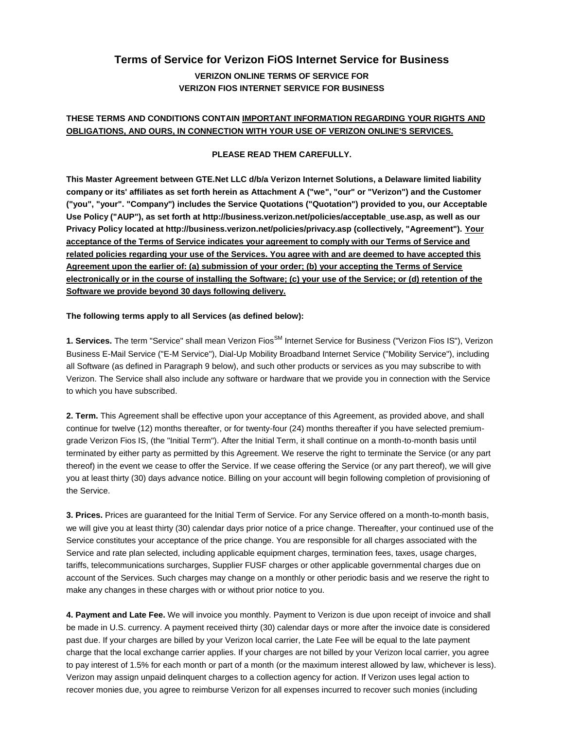# Terms of Service for Verizon FiOS Internet Service for Business

**VERIZON ONLINE TERMS OF SERVICE FOR VERIZON FIOS INTERNET SERVICE FOR BUSINESS**

**THESE TERMS AND CONDITIONS CONTAIN <u>IMPORTANT INFORMATION REGARDING YOUR RIGHTS AND OBLIGATIONS, AND OURS, IN CONNECTION WITH YOUR USE OF VERIZON ONLINE'S SERVICES.</u>**

**PLEASE READ THEM CAREFULLY.**

**This Master Agreement between GTE.Net LLC d/b/a Verizon Internet Solutions, a Delaware limited liability company or its' affiliates as set forth herein as Attachment A ("we", "our" or "Verizon") and the Customer ("you", "your". "Company") includes the Service Quotations ("Quotation") provided to you, our Acceptable Use Policy ("AUP"), as set forth at http://business.verizon.net/policies/acceptable_use.asp, as well as our Privacy Policy located at http://business.verizon.net/policies/privacy.asp (collectively, "Agreement"). <u>Your acceptance of the Terms of Service indicates your agreement to comply with our Terms of Service and related policies regarding your use of the Services. You agree with and are deemed to have accepted this Agreement upon the earlier of: (a) submission of your order; (b) your accepting the Terms of Service electronically or in the course of installing the Software; (c) your use of the Service; or (d) retention of the Software we provide beyond 30 days following delivery.</u>**

**The following terms apply to all Services (as defined below):**

**1. Services.** The term "Service" shall mean Verizon Fios[SM] Internet Service for Business ("Verizon Fios IS"), Verizon Business E-Mail Service ("E-M Service"), Dial-Up Mobility Broadband Internet Service ("Mobility Service"), including all Software (as defined in Paragraph 9 below), and such other products or services as you may subscribe to with Verizon. The Service shall also include any software or hardware that we provide you in connection with the Service to which you have subscribed.

**2. Term.** This Agreement shall be effective upon your acceptance of this Agreement, as provided above, and shall continue for twelve (12) months thereafter, or for twenty-four (24) months thereafter if you have selected premium-grade Verizon Fios IS, (the "Initial Term"). After the Initial Term, it shall continue on a month-to-month basis until terminated by either party as permitted by this Agreement. We reserve the right to terminate the Service (or any part thereof) in the event we cease to offer the Service. If we cease offering the Service (or any part thereof), we will give you at least thirty (30) days advance notice. Billing on your account will begin following completion of provisioning of the Service.

**3. Prices.** Prices are guaranteed for the Initial Term of Service. For any Service offered on a month-to-month basis, we will give you at least thirty (30) calendar days prior notice of a price change. Thereafter, your continued use of the Service constitutes your acceptance of the price change. You are responsible for all charges associated with the Service and rate plan selected, including applicable equipment charges, termination fees, taxes, usage charges, tariffs, telecommunications surcharges, Supplier FUSF charges or other applicable governmental charges due on account of the Services. Such charges may change on a monthly or other periodic basis and we reserve the right to make any changes in these charges with or without prior notice to you.

**4. Payment and Late Fee.** We will invoice you monthly. Payment to Verizon is due upon receipt of invoice and shall be made in U.S. currency. A payment received thirty (30) calendar days or more after the invoice date is considered past due. If your charges are billed by your Verizon local carrier, the Late Fee will be equal to the late payment charge that the local exchange carrier applies. If your charges are not billed by your Verizon local carrier, you agree to pay interest of 1.5% for each month or part of a month (or the maximum interest allowed by law, whichever is less). Verizon may assign unpaid delinquent charges to a collection agency for action. If Verizon uses legal action to recover monies due, you agree to reimburse Verizon for all expenses incurred to recover such monies (including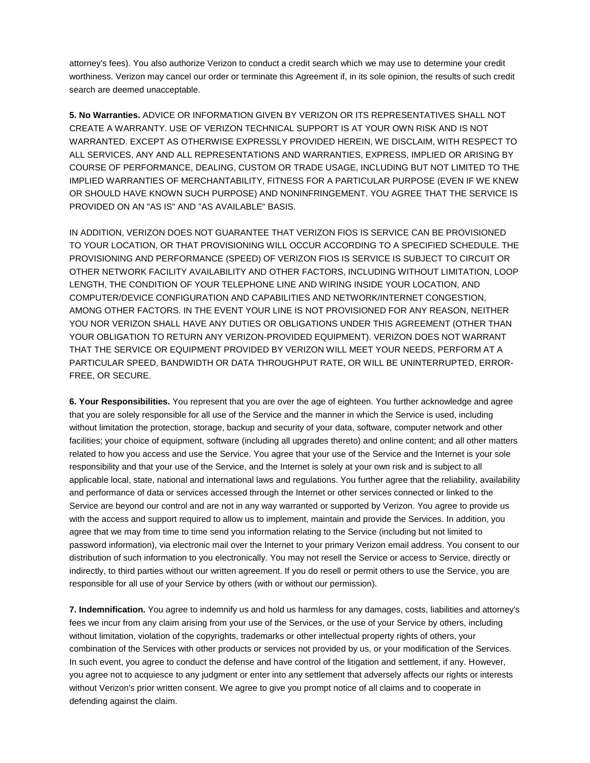attorney's fees). You also authorize Verizon to conduct a credit search which we may use to determine your credit worthiness. Verizon may cancel our order or terminate this Agreement if, in its sole opinion, the results of such credit search are deemed unacceptable.

**5. No Warranties.** ADVICE OR INFORMATION GIVEN BY VERIZON OR ITS REPRESENTATIVES SHALL NOT CREATE A WARRANTY. USE OF VERIZON TECHNICAL SUPPORT IS AT YOUR OWN RISK AND IS NOT WARRANTED. EXCEPT AS OTHERWISE EXPRESSLY PROVIDED HEREIN, WE DISCLAIM, WITH RESPECT TO ALL SERVICES, ANY AND ALL REPRESENTATIONS AND WARRANTIES, EXPRESS, IMPLIED OR ARISING BY COURSE OF PERFORMANCE, DEALING, CUSTOM OR TRADE USAGE, INCLUDING BUT NOT LIMITED TO THE IMPLIED WARRANTIES OF MERCHANTABILITY, FITNESS FOR A PARTICULAR PURPOSE (EVEN IF WE KNEW OR SHOULD HAVE KNOWN SUCH PURPOSE) AND NONINFRINGEMENT. YOU AGREE THAT THE SERVICE IS PROVIDED ON AN "AS IS" AND "AS AVAILABLE" BASIS.

IN ADDITION, VERIZON DOES NOT GUARANTEE THAT VERIZON FIOS IS SERVICE CAN BE PROVISIONED TO YOUR LOCATION, OR THAT PROVISIONING WILL OCCUR ACCORDING TO A SPECIFIED SCHEDULE. THE PROVISIONING AND PERFORMANCE (SPEED) OF VERIZON FIOS IS SERVICE IS SUBJECT TO CIRCUIT OR OTHER NETWORK FACILITY AVAILABILITY AND OTHER FACTORS, INCLUDING WITHOUT LIMITATION, LOOP LENGTH, THE CONDITION OF YOUR TELEPHONE LINE AND WIRING INSIDE YOUR LOCATION, AND COMPUTER/DEVICE CONFIGURATION AND CAPABILITIES AND NETWORK/INTERNET CONGESTION, AMONG OTHER FACTORS. IN THE EVENT YOUR LINE IS NOT PROVISIONED FOR ANY REASON, NEITHER YOU NOR VERIZON SHALL HAVE ANY DUTIES OR OBLIGATIONS UNDER THIS AGREEMENT (OTHER THAN YOUR OBLIGATION TO RETURN ANY VERIZON-PROVIDED EQUIPMENT). VERIZON DOES NOT WARRANT THAT THE SERVICE OR EQUIPMENT PROVIDED BY VERIZON WILL MEET YOUR NEEDS, PERFORM AT A PARTICULAR SPEED, BANDWIDTH OR DATA THROUGHPUT RATE, OR WILL BE UNINTERRUPTED, ERROR-FREE, OR SECURE.

**6. Your Responsibilities.** You represent that you are over the age of eighteen. You further acknowledge and agree that you are solely responsible for all use of the Service and the manner in which the Service is used, including without limitation the protection, storage, backup and security of your data, software, computer network and other facilities; your choice of equipment, software (including all upgrades thereto) and online content; and all other matters related to how you access and use the Service. You agree that your use of the Service and the Internet is your sole responsibility and that your use of the Service, and the Internet is solely at your own risk and is subject to all applicable local, state, national and international laws and regulations. You further agree that the reliability, availability and performance of data or services accessed through the Internet or other services connected or linked to the Service are beyond our control and are not in any way warranted or supported by Verizon. You agree to provide us with the access and support required to allow us to implement, maintain and provide the Services. In addition, you agree that we may from time to time send you information relating to the Service (including but not limited to password information), via electronic mail over the Internet to your primary Verizon email address. You consent to our distribution of such information to you electronically. You may not resell the Service or access to Service, directly or indirectly, to third parties without our written agreement. If you do resell or permit others to use the Service, you are responsible for all use of your Service by others (with or without our permission).

**7. Indemnification.** You agree to indemnify us and hold us harmless for any damages, costs, liabilities and attorney's fees we incur from any claim arising from your use of the Services, or the use of your Service by others, including without limitation, violation of the copyrights, trademarks or other intellectual property rights of others, your combination of the Services with other products or services not provided by us, or your modification of the Services. In such event, you agree to conduct the defense and have control of the litigation and settlement, if any. However, you agree not to acquiesce to any judgment or enter into any settlement that adversely affects our rights or interests without Verizon's prior written consent. We agree to give you prompt notice of all claims and to cooperate in defending against the claim.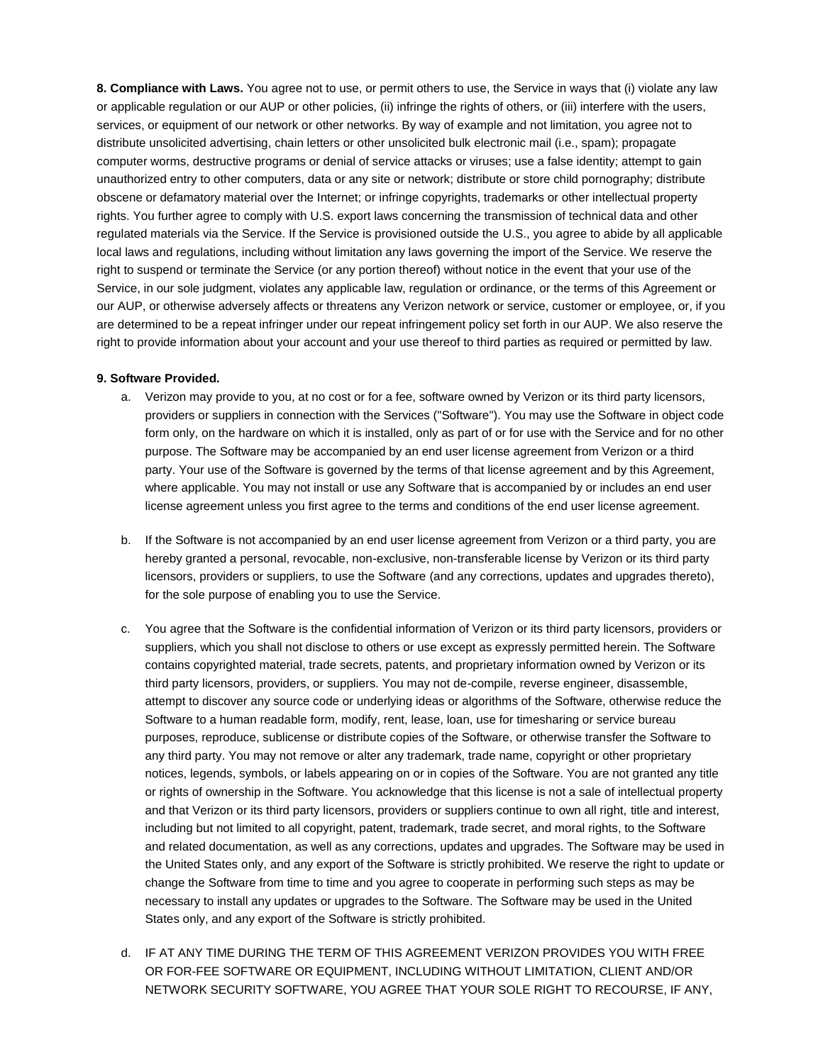**8. Compliance with Laws.** You agree not to use, or permit others to use, the Service in ways that (i) violate any law or applicable regulation or our AUP or other policies, (ii) infringe the rights of others, or (iii) interfere with the users, services, or equipment of our network or other networks. By way of example and not limitation, you agree not to distribute unsolicited advertising, chain letters or other unsolicited bulk electronic mail (i.e., spam); propagate computer worms, destructive programs or denial of service attacks or viruses; use a false identity; attempt to gain unauthorized entry to other computers, data or any site or network; distribute or store child pornography; distribute obscene or defamatory material over the Internet; or infringe copyrights, trademarks or other intellectual property rights. You further agree to comply with U.S. export laws concerning the transmission of technical data and other regulated materials via the Service. If the Service is provisioned outside the U.S., you agree to abide by all applicable local laws and regulations, including without limitation any laws governing the import of the Service. We reserve the right to suspend or terminate the Service (or any portion thereof) without notice in the event that your use of the Service, in our sole judgment, violates any applicable law, regulation or ordinance, or the terms of this Agreement or our AUP, or otherwise adversely affects or threatens any Verizon network or service, customer or employee, or, if you are determined to be a repeat infringer under our repeat infringement policy set forth in our AUP. We also reserve the right to provide information about your account and your use thereof to third parties as required or permitted by law.

**9. Software Provided.**

a. Verizon may provide to you, at no cost or for a fee, software owned by Verizon or its third party licensors, providers or suppliers in connection with the Services ("Software"). You may use the Software in object code form only, on the hardware on which it is installed, only as part of or for use with the Service and for no other purpose. The Software may be accompanied by an end user license agreement from Verizon or a third party. Your use of the Software is governed by the terms of that license agreement and by this Agreement, where applicable. You may not install or use any Software that is accompanied by or includes an end user license agreement unless you first agree to the terms and conditions of the end user license agreement.

b. If the Software is not accompanied by an end user license agreement from Verizon or a third party, you are hereby granted a personal, revocable, non-exclusive, non-transferable license by Verizon or its third party licensors, providers or suppliers, to use the Software (and any corrections, updates and upgrades thereto), for the sole purpose of enabling you to use the Service.

c. You agree that the Software is the confidential information of Verizon or its third party licensors, providers or suppliers, which you shall not disclose to others or use except as expressly permitted herein. The Software contains copyrighted material, trade secrets, patents, and proprietary information owned by Verizon or its third party licensors, providers, or suppliers. You may not de-compile, reverse engineer, disassemble, attempt to discover any source code or underlying ideas or algorithms of the Software, otherwise reduce the Software to a human readable form, modify, rent, lease, loan, use for timesharing or service bureau purposes, reproduce, sublicense or distribute copies of the Software, or otherwise transfer the Software to any third party. You may not remove or alter any trademark, trade name, copyright or other proprietary notices, legends, symbols, or labels appearing on or in copies of the Software. You are not granted any title or rights of ownership in the Software. You acknowledge that this license is not a sale of intellectual property and that Verizon or its third party licensors, providers or suppliers continue to own all right, title and interest, including but not limited to all copyright, patent, trademark, trade secret, and moral rights, to the Software and related documentation, as well as any corrections, updates and upgrades. The Software may be used in the United States only, and any export of the Software is strictly prohibited. We reserve the right to update or change the Software from time to time and you agree to cooperate in performing such steps as may be necessary to install any updates or upgrades to the Software. The Software may be used in the United States only, and any export of the Software is strictly prohibited.

d. IF AT ANY TIME DURING THE TERM OF THIS AGREEMENT VERIZON PROVIDES YOU WITH FREE OR FOR-FEE SOFTWARE OR EQUIPMENT, INCLUDING WITHOUT LIMITATION, CLIENT AND/OR NETWORK SECURITY SOFTWARE, YOU AGREE THAT YOUR SOLE RIGHT TO RECOURSE, IF ANY,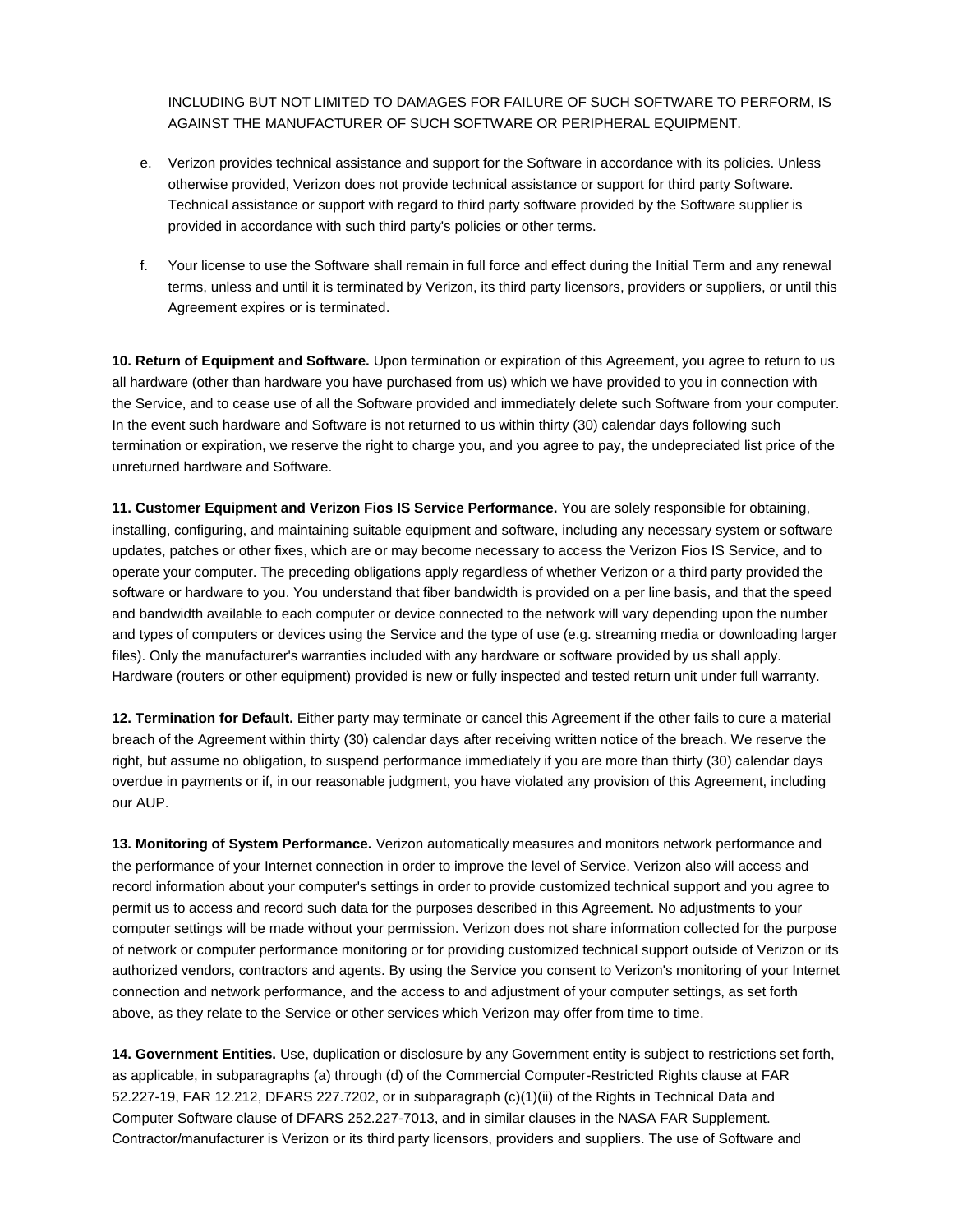INCLUDING BUT NOT LIMITED TO DAMAGES FOR FAILURE OF SUCH SOFTWARE TO PERFORM, IS AGAINST THE MANUFACTURER OF SUCH SOFTWARE OR PERIPHERAL EQUIPMENT.

e. Verizon provides technical assistance and support for the Software in accordance with its policies. Unless otherwise provided, Verizon does not provide technical assistance or support for third party Software. Technical assistance or support with regard to third party software provided by the Software supplier is provided in accordance with such third party's policies or other terms.

f. Your license to use the Software shall remain in full force and effect during the Initial Term and any renewal terms, unless and until it is terminated by Verizon, its third party licensors, providers or suppliers, or until this Agreement expires or is terminated.

**10. Return of Equipment and Software.** Upon termination or expiration of this Agreement, you agree to return to us all hardware (other than hardware you have purchased from us) which we have provided to you in connection with the Service, and to cease use of all the Software provided and immediately delete such Software from your computer. In the event such hardware and Software is not returned to us within thirty (30) calendar days following such termination or expiration, we reserve the right to charge you, and you agree to pay, the undepreciated list price of the unreturned hardware and Software.

**11. Customer Equipment and Verizon Fios IS Service Performance.** You are solely responsible for obtaining, installing, configuring, and maintaining suitable equipment and software, including any necessary system or software updates, patches or other fixes, which are or may become necessary to access the Verizon Fios IS Service, and to operate your computer. The preceding obligations apply regardless of whether Verizon or a third party provided the software or hardware to you. You understand that fiber bandwidth is provided on a per line basis, and that the speed and bandwidth available to each computer or device connected to the network will vary depending upon the number and types of computers or devices using the Service and the type of use (e.g. streaming media or downloading larger files). Only the manufacturer's warranties included with any hardware or software provided by us shall apply. Hardware (routers or other equipment) provided is new or fully inspected and tested return unit under full warranty.

**12. Termination for Default.** Either party may terminate or cancel this Agreement if the other fails to cure a material breach of the Agreement within thirty (30) calendar days after receiving written notice of the breach. We reserve the right, but assume no obligation, to suspend performance immediately if you are more than thirty (30) calendar days overdue in payments or if, in our reasonable judgment, you have violated any provision of this Agreement, including our AUP.

**13. Monitoring of System Performance.** Verizon automatically measures and monitors network performance and the performance of your Internet connection in order to improve the level of Service. Verizon also will access and record information about your computer's settings in order to provide customized technical support and you agree to permit us to access and record such data for the purposes described in this Agreement. No adjustments to your computer settings will be made without your permission. Verizon does not share information collected for the purpose of network or computer performance monitoring or for providing customized technical support outside of Verizon or its authorized vendors, contractors and agents. By using the Service you consent to Verizon's monitoring of your Internet connection and network performance, and the access to and adjustment of your computer settings, as set forth above, as they relate to the Service or other services which Verizon may offer from time to time.

**14. Government Entities.** Use, duplication or disclosure by any Government entity is subject to restrictions set forth, as applicable, in subparagraphs (a) through (d) of the Commercial Computer-Restricted Rights clause at FAR 52.227-19, FAR 12.212, DFARS 227.7202, or in subparagraph (c)(1)(ii) of the Rights in Technical Data and Computer Software clause of DFARS 252.227-7013, and in similar clauses in the NASA FAR Supplement. Contractor/manufacturer is Verizon or its third party licensors, providers and suppliers. The use of Software and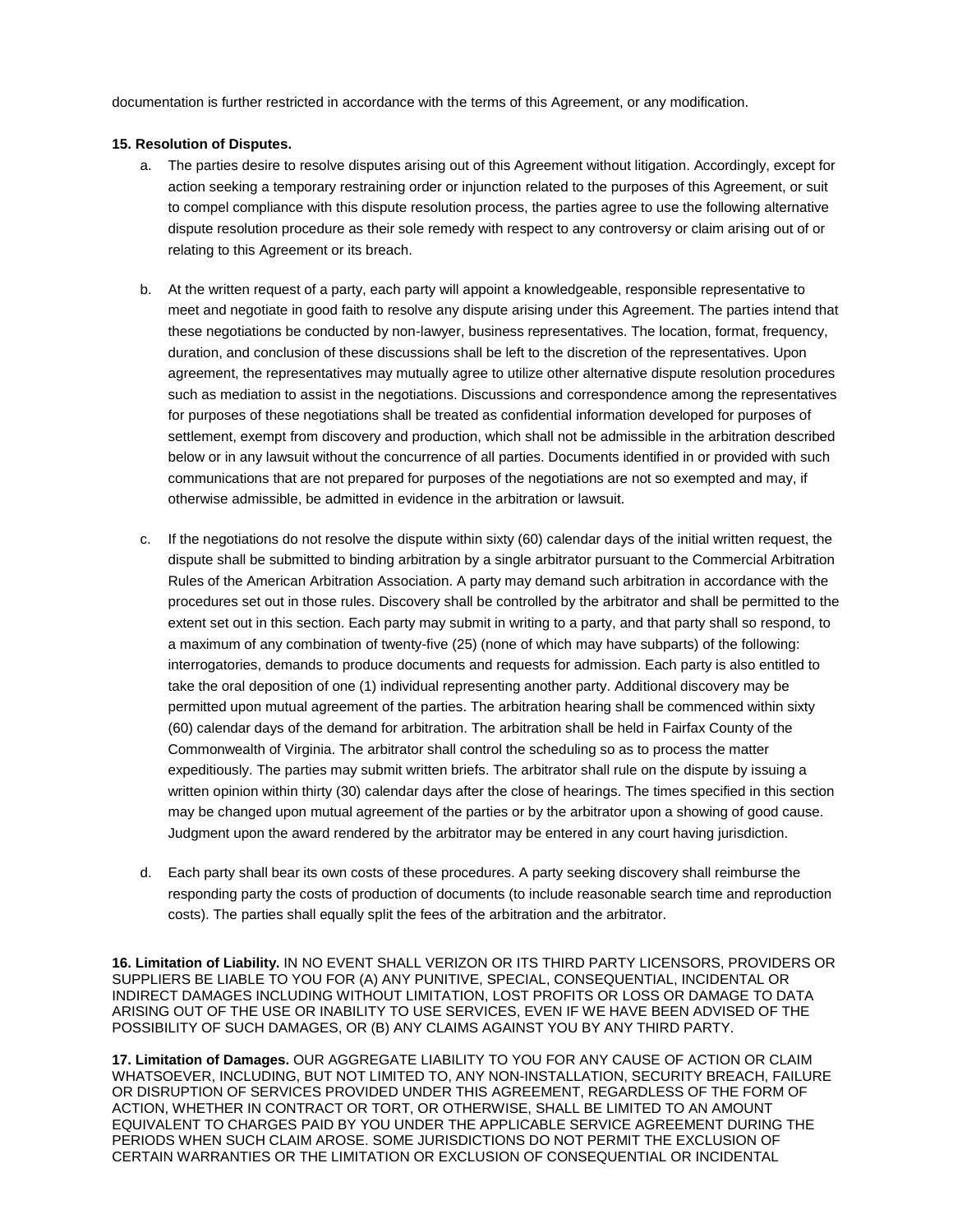documentation is further restricted in accordance with the terms of this Agreement, or any modification.

**15. Resolution of Disputes.**

a. The parties desire to resolve disputes arising out of this Agreement without litigation. Accordingly, except for action seeking a temporary restraining order or injunction related to the purposes of this Agreement, or suit to compel compliance with this dispute resolution process, the parties agree to use the following alternative dispute resolution procedure as their sole remedy with respect to any controversy or claim arising out of or relating to this Agreement or its breach.

b. At the written request of a party, each party will appoint a knowledgeable, responsible representative to meet and negotiate in good faith to resolve any dispute arising under this Agreement. The parties intend that these negotiations be conducted by non-lawyer, business representatives. The location, format, frequency, duration, and conclusion of these discussions shall be left to the discretion of the representatives. Upon agreement, the representatives may mutually agree to utilize other alternative dispute resolution procedures such as mediation to assist in the negotiations. Discussions and correspondence among the representatives for purposes of these negotiations shall be treated as confidential information developed for purposes of settlement, exempt from discovery and production, which shall not be admissible in the arbitration described below or in any lawsuit without the concurrence of all parties. Documents identified in or provided with such communications that are not prepared for purposes of the negotiations are not so exempted and may, if otherwise admissible, be admitted in evidence in the arbitration or lawsuit.

c. If the negotiations do not resolve the dispute within sixty (60) calendar days of the initial written request, the dispute shall be submitted to binding arbitration by a single arbitrator pursuant to the Commercial Arbitration Rules of the American Arbitration Association. A party may demand such arbitration in accordance with the procedures set out in those rules. Discovery shall be controlled by the arbitrator and shall be permitted to the extent set out in this section. Each party may submit in writing to a party, and that party shall so respond, to a maximum of any combination of twenty-five (25) (none of which may have subparts) of the following: interrogatories, demands to produce documents and requests for admission. Each party is also entitled to take the oral deposition of one (1) individual representing another party. Additional discovery may be permitted upon mutual agreement of the parties. The arbitration hearing shall be commenced within sixty (60) calendar days of the demand for arbitration. The arbitration shall be held in Fairfax County of the Commonwealth of Virginia. The arbitrator shall control the scheduling so as to process the matter expeditiously. The parties may submit written briefs. The arbitrator shall rule on the dispute by issuing a written opinion within thirty (30) calendar days after the close of hearings. The times specified in this section may be changed upon mutual agreement of the parties or by the arbitrator upon a showing of good cause. Judgment upon the award rendered by the arbitrator may be entered in any court having jurisdiction.

d. Each party shall bear its own costs of these procedures. A party seeking discovery shall reimburse the responding party the costs of production of documents (to include reasonable search time and reproduction costs). The parties shall equally split the fees of the arbitration and the arbitrator.

**16. Limitation of Liability.** IN NO EVENT SHALL VERIZON OR ITS THIRD PARTY LICENSORS, PROVIDERS OR SUPPLIERS BE LIABLE TO YOU FOR (A) ANY PUNITIVE, SPECIAL, CONSEQUENTIAL, INCIDENTAL OR INDIRECT DAMAGES INCLUDING WITHOUT LIMITATION, LOST PROFITS OR LOSS OR DAMAGE TO DATA ARISING OUT OF THE USE OR INABILITY TO USE SERVICES, EVEN IF WE HAVE BEEN ADVISED OF THE POSSIBILITY OF SUCH DAMAGES, OR (B) ANY CLAIMS AGAINST YOU BY ANY THIRD PARTY.

**17. Limitation of Damages.** OUR AGGREGATE LIABILITY TO YOU FOR ANY CAUSE OF ACTION OR CLAIM WHATSOEVER, INCLUDING, BUT NOT LIMITED TO, ANY NON-INSTALLATION, SECURITY BREACH, FAILURE OR DISRUPTION OF SERVICES PROVIDED UNDER THIS AGREEMENT, REGARDLESS OF THE FORM OF ACTION, WHETHER IN CONTRACT OR TORT, OR OTHERWISE, SHALL BE LIMITED TO AN AMOUNT EQUIVALENT TO CHARGES PAID BY YOU UNDER THE APPLICABLE SERVICE AGREEMENT DURING THE PERIODS WHEN SUCH CLAIM AROSE. SOME JURISDICTIONS DO NOT PERMIT THE EXCLUSION OF CERTAIN WARRANTIES OR THE LIMITATION OR EXCLUSION OF CONSEQUENTIAL OR INCIDENTAL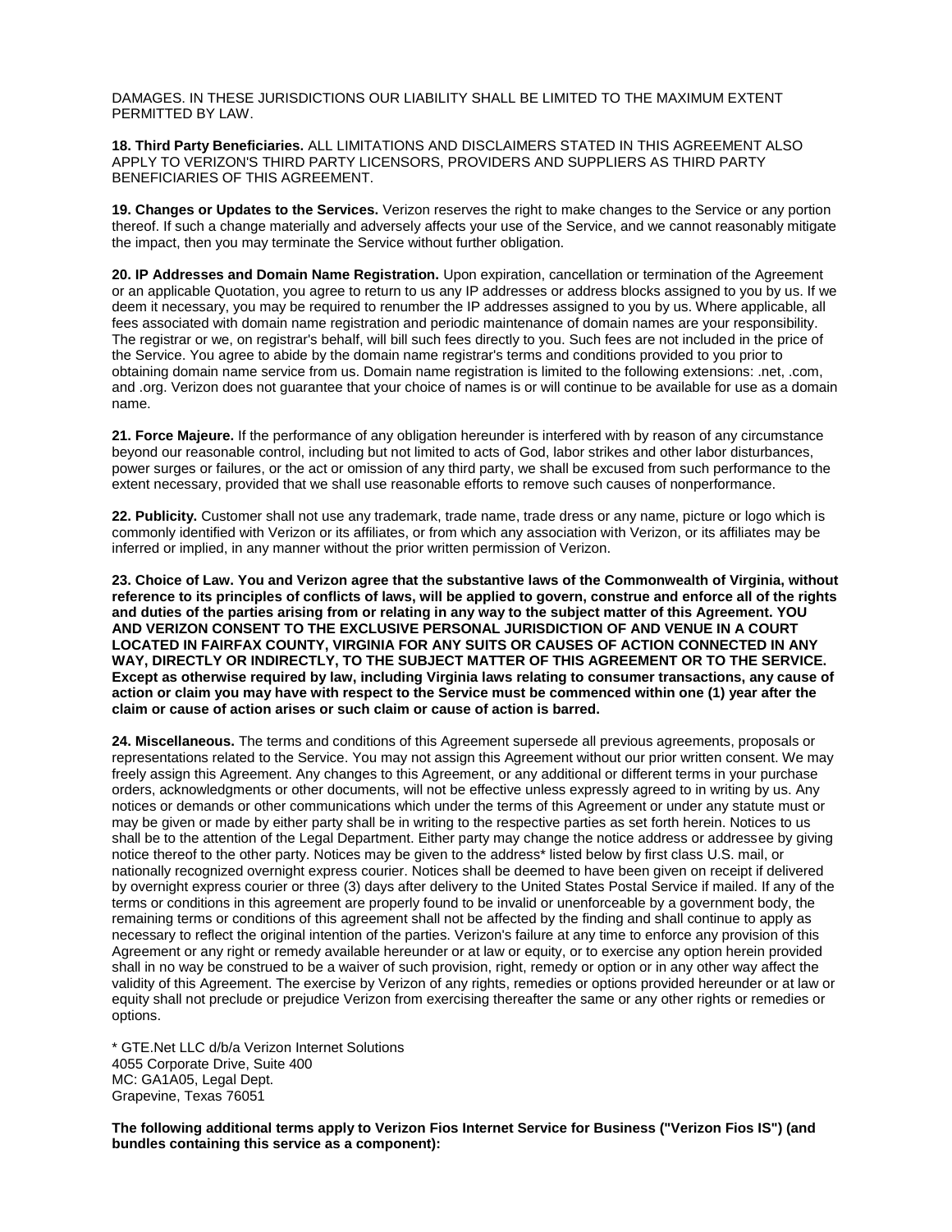DAMAGES. IN THESE JURISDICTIONS OUR LIABILITY SHALL BE LIMITED TO THE MAXIMUM EXTENT PERMITTED BY LAW.

**18. Third Party Beneficiaries.** ALL LIMITATIONS AND DISCLAIMERS STATED IN THIS AGREEMENT ALSO APPLY TO VERIZON'S THIRD PARTY LICENSORS, PROVIDERS AND SUPPLIERS AS THIRD PARTY BENEFICIARIES OF THIS AGREEMENT.

**19. Changes or Updates to the Services.** Verizon reserves the right to make changes to the Service or any portion thereof. If such a change materially and adversely affects your use of the Service, and we cannot reasonably mitigate the impact, then you may terminate the Service without further obligation.

**20. IP Addresses and Domain Name Registration.** Upon expiration, cancellation or termination of the Agreement or an applicable Quotation, you agree to return to us any IP addresses or address blocks assigned to you by us. If we deem it necessary, you may be required to renumber the IP addresses assigned to you by us. Where applicable, all fees associated with domain name registration and periodic maintenance of domain names are your responsibility. The registrar or we, on registrar's behalf, will bill such fees directly to you. Such fees are not included in the price of the Service. You agree to abide by the domain name registrar's terms and conditions provided to you prior to obtaining domain name service from us. Domain name registration is limited to the following extensions: .net, .com, and .org. Verizon does not guarantee that your choice of names is or will continue to be available for use as a domain name.

**21. Force Majeure.** If the performance of any obligation hereunder is interfered with by reason of any circumstance beyond our reasonable control, including but not limited to acts of God, labor strikes and other labor disturbances, power surges or failures, or the act or omission of any third party, we shall be excused from such performance to the extent necessary, provided that we shall use reasonable efforts to remove such causes of nonperformance.

**22. Publicity.** Customer shall not use any trademark, trade name, trade dress or any name, picture or logo which is commonly identified with Verizon or its affiliates, or from which any association with Verizon, or its affiliates may be inferred or implied, in any manner without the prior written permission of Verizon.

**23. Choice of Law. You and Verizon agree that the substantive laws of the Commonwealth of Virginia, without reference to its principles of conflicts of laws, will be applied to govern, construe and enforce all of the rights and duties of the parties arising from or relating in any way to the subject matter of this Agreement. YOU AND VERIZON CONSENT TO THE EXCLUSIVE PERSONAL JURISDICTION OF AND VENUE IN A COURT LOCATED IN FAIRFAX COUNTY, VIRGINIA FOR ANY SUITS OR CAUSES OF ACTION CONNECTED IN ANY WAY, DIRECTLY OR INDIRECTLY, TO THE SUBJECT MATTER OF THIS AGREEMENT OR TO THE SERVICE. Except as otherwise required by law, including Virginia laws relating to consumer transactions, any cause of action or claim you may have with respect to the Service must be commenced within one (1) year after the claim or cause of action arises or such claim or cause of action is barred.**

**24. Miscellaneous.** The terms and conditions of this Agreement supersede all previous agreements, proposals or representations related to the Service. You may not assign this Agreement without our prior written consent. We may freely assign this Agreement. Any changes to this Agreement, or any additional or different terms in your purchase orders, acknowledgments or other documents, will not be effective unless expressly agreed to in writing by us. Any notices or demands or other communications which under the terms of this Agreement or under any statute must or may be given or made by either party shall be in writing to the respective parties as set forth herein. Notices to us shall be to the attention of the Legal Department. Either party may change the notice address or addressee by giving notice thereof to the other party. Notices may be given to the address* listed below by first class U.S. mail, or nationally recognized overnight express courier. Notices shall be deemed to have been given on receipt if delivered by overnight express courier or three (3) days after delivery to the United States Postal Service if mailed. If any of the terms or conditions in this agreement are properly found to be invalid or unenforceable by a government body, the remaining terms or conditions of this agreement shall not be affected by the finding and shall continue to apply as necessary to reflect the original intention of the parties. Verizon's failure at any time to enforce any provision of this Agreement or any right or remedy available hereunder or at law or equity, or to exercise any option herein provided shall in no way be construed to be a waiver of such provision, right, remedy or option or in any other way affect the validity of this Agreement. The exercise by Verizon of any rights, remedies or options provided hereunder or at law or equity shall not preclude or prejudice Verizon from exercising thereafter the same or any other rights or remedies or options.

* GTE.Net LLC d/b/a Verizon Internet Solutions
4055 Corporate Drive, Suite 400
MC: GA1A05, Legal Dept.
Grapevine, Texas 76051

**The following additional terms apply to Verizon Fios Internet Service for Business ("Verizon Fios IS") (and bundles containing this service as a component):**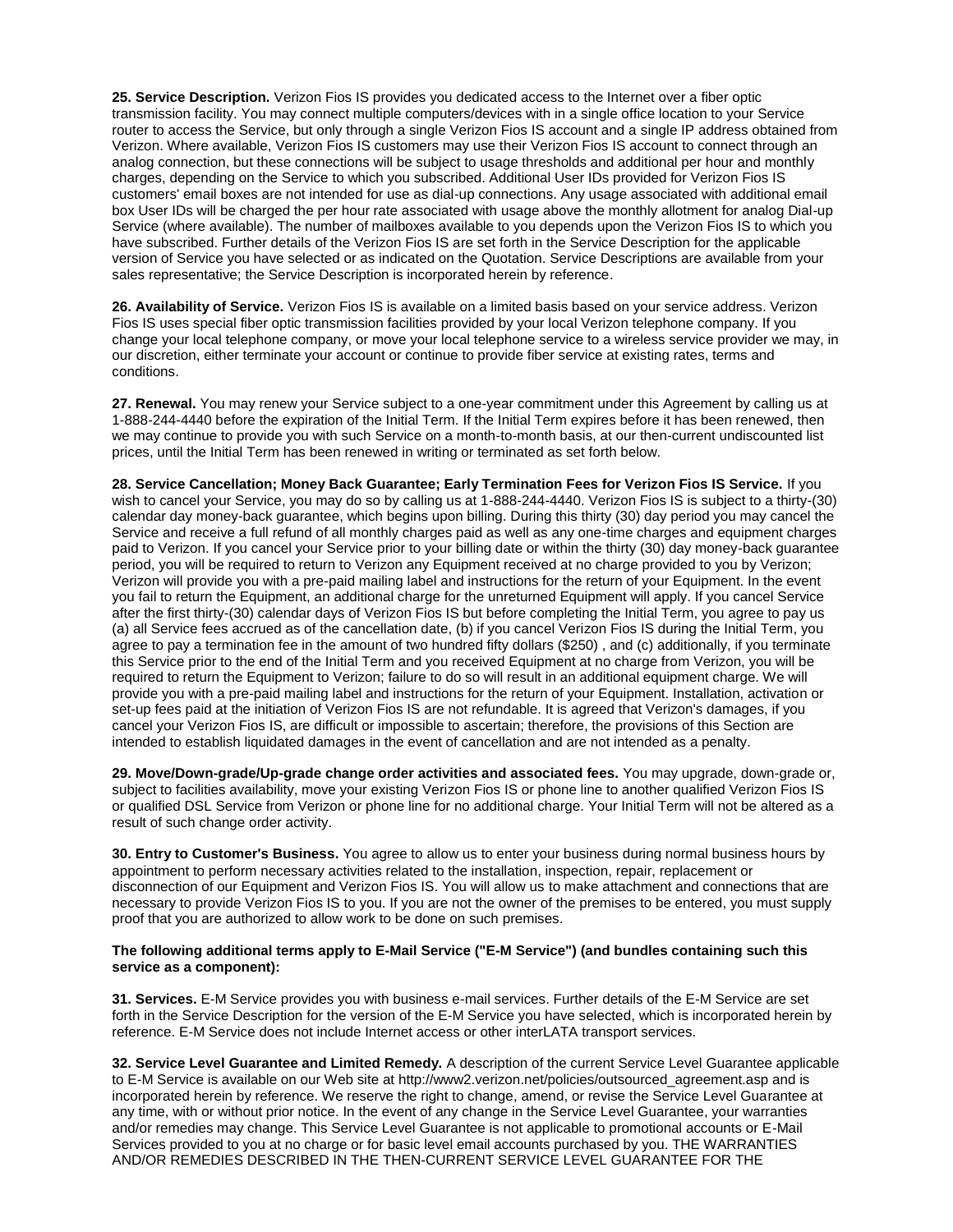**25. Service Description.** Verizon Fios IS provides you dedicated access to the Internet over a fiber optic transmission facility. You may connect multiple computers/devices with in a single office location to your Service router to access the Service, but only through a single Verizon Fios IS account and a single IP address obtained from Verizon. Where available, Verizon Fios IS customers may use their Verizon Fios IS account to connect through an analog connection, but these connections will be subject to usage thresholds and additional per hour and monthly charges, depending on the Service to which you subscribed. Additional User IDs provided for Verizon Fios IS customers' email boxes are not intended for use as dial-up connections. Any usage associated with additional email box User IDs will be charged the per hour rate associated with usage above the monthly allotment for analog Dial-up Service (where available). The number of mailboxes available to you depends upon the Verizon Fios IS to which you have subscribed. Further details of the Verizon Fios IS are set forth in the Service Description for the applicable version of Service you have selected or as indicated on the Quotation. Service Descriptions are available from your sales representative; the Service Description is incorporated herein by reference.

**26. Availability of Service.** Verizon Fios IS is available on a limited basis based on your service address. Verizon Fios IS uses special fiber optic transmission facilities provided by your local Verizon telephone company. If you change your local telephone company, or move your local telephone service to a wireless service provider we may, in our discretion, either terminate your account or continue to provide fiber service at existing rates, terms and conditions.

**27. Renewal.** You may renew your Service subject to a one-year commitment under this Agreement by calling us at 1-888-244-4440 before the expiration of the Initial Term. If the Initial Term expires before it has been renewed, then we may continue to provide you with such Service on a month-to-month basis, at our then-current undiscounted list prices, until the Initial Term has been renewed in writing or terminated as set forth below.

**28. Service Cancellation; Money Back Guarantee; Early Termination Fees for Verizon Fios IS Service.** If you wish to cancel your Service, you may do so by calling us at 1-888-244-4440. Verizon Fios IS is subject to a thirty-(30) calendar day money-back guarantee, which begins upon billing. During this thirty (30) day period you may cancel the Service and receive a full refund of all monthly charges paid as well as any one-time charges and equipment charges paid to Verizon. If you cancel your Service prior to your billing date or within the thirty (30) day money-back guarantee period, you will be required to return to Verizon any Equipment received at no charge provided to you by Verizon; Verizon will provide you with a pre-paid mailing label and instructions for the return of your Equipment. In the event you fail to return the Equipment, an additional charge for the unreturned Equipment will apply. If you cancel Service after the first thirty-(30) calendar days of Verizon Fios IS but before completing the Initial Term, you agree to pay us (a) all Service fees accrued as of the cancellation date, (b) if you cancel Verizon Fios IS during the Initial Term, you agree to pay a termination fee in the amount of two hundred fifty dollars ($250) , and (c) additionally, if you terminate this Service prior to the end of the Initial Term and you received Equipment at no charge from Verizon, you will be required to return the Equipment to Verizon; failure to do so will result in an additional equipment charge. We will provide you with a pre-paid mailing label and instructions for the return of your Equipment. Installation, activation or set-up fees paid at the initiation of Verizon Fios IS are not refundable. It is agreed that Verizon's damages, if you cancel your Verizon Fios IS, are difficult or impossible to ascertain; therefore, the provisions of this Section are intended to establish liquidated damages in the event of cancellation and are not intended as a penalty.

**29. Move/Down-grade/Up-grade change order activities and associated fees.** You may upgrade, down-grade or, subject to facilities availability, move your existing Verizon Fios IS or phone line to another qualified Verizon Fios IS or qualified DSL Service from Verizon or phone line for no additional charge. Your Initial Term will not be altered as a result of such change order activity.

**30. Entry to Customer's Business.** You agree to allow us to enter your business during normal business hours by appointment to perform necessary activities related to the installation, inspection, repair, replacement or disconnection of our Equipment and Verizon Fios IS. You will allow us to make attachment and connections that are necessary to provide Verizon Fios IS to you. If you are not the owner of the premises to be entered, you must supply proof that you are authorized to allow work to be done on such premises.

**The following additional terms apply to E-Mail Service ("E-M Service") (and bundles containing such this service as a component):**

**31. Services.** E-M Service provides you with business e-mail services. Further details of the E-M Service are set forth in the Service Description for the version of the E-M Service you have selected, which is incorporated herein by reference. E-M Service does not include Internet access or other interLATA transport services.

**32. Service Level Guarantee and Limited Remedy.** A description of the current Service Level Guarantee applicable to E-M Service is available on our Web site at http://www2.verizon.net/policies/outsourced_agreement.asp and is incorporated herein by reference. We reserve the right to change, amend, or revise the Service Level Guarantee at any time, with or without prior notice. In the event of any change in the Service Level Guarantee, your warranties and/or remedies may change. This Service Level Guarantee is not applicable to promotional accounts or E-Mail Services provided to you at no charge or for basic level email accounts purchased by you. THE WARRANTIES AND/OR REMEDIES DESCRIBED IN THE THEN-CURRENT SERVICE LEVEL GUARANTEE FOR THE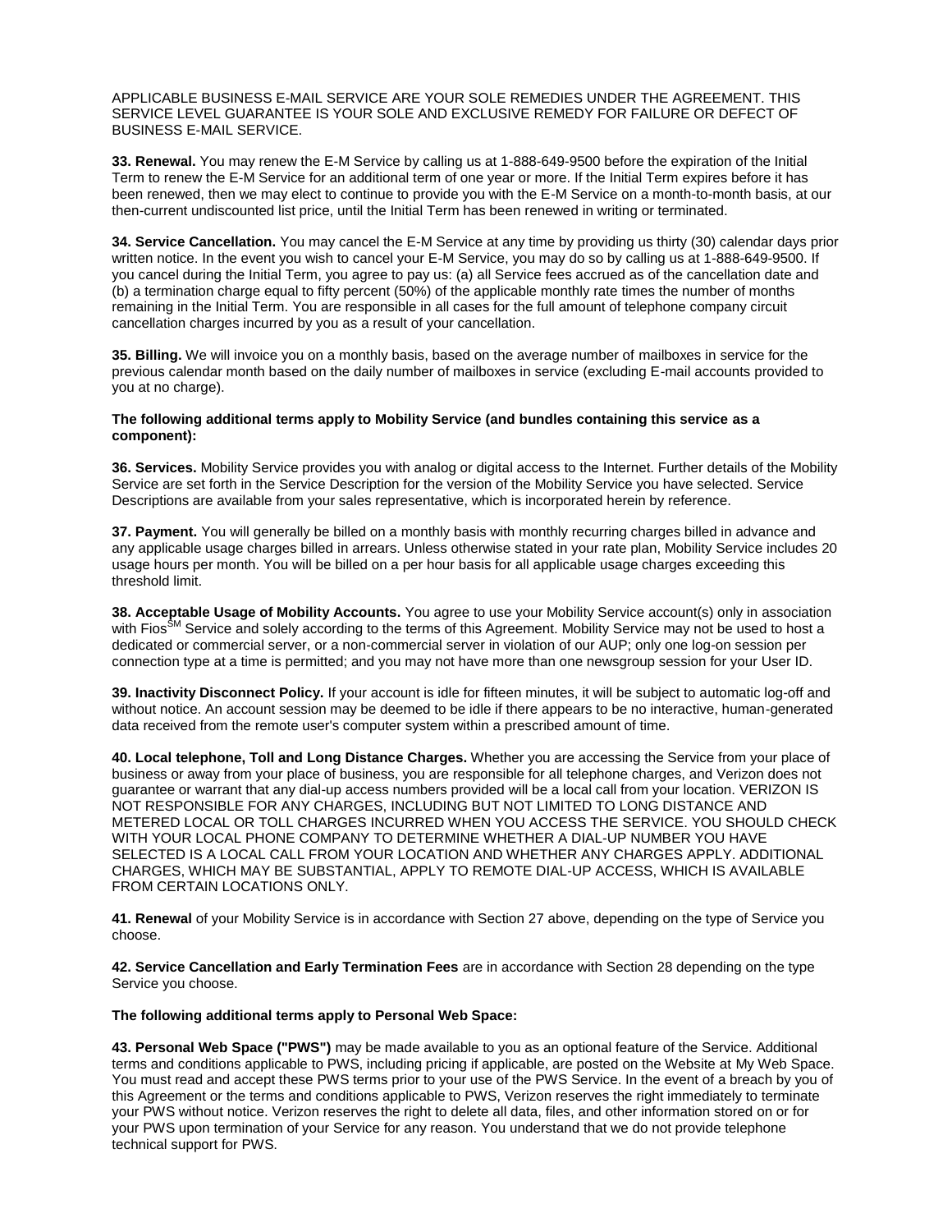APPLICABLE BUSINESS E-MAIL SERVICE ARE YOUR SOLE REMEDIES UNDER THE AGREEMENT. THIS SERVICE LEVEL GUARANTEE IS YOUR SOLE AND EXCLUSIVE REMEDY FOR FAILURE OR DEFECT OF BUSINESS E-MAIL SERVICE.

**33. Renewal.** You may renew the E-M Service by calling us at 1-888-649-9500 before the expiration of the Initial Term to renew the E-M Service for an additional term of one year or more. If the Initial Term expires before it has been renewed, then we may elect to continue to provide you with the E-M Service on a month-to-month basis, at our then-current undiscounted list price, until the Initial Term has been renewed in writing or terminated.

**34. Service Cancellation.** You may cancel the E-M Service at any time by providing us thirty (30) calendar days prior written notice. In the event you wish to cancel your E-M Service, you may do so by calling us at 1-888-649-9500. If you cancel during the Initial Term, you agree to pay us: (a) all Service fees accrued as of the cancellation date and (b) a termination charge equal to fifty percent (50%) of the applicable monthly rate times the number of months remaining in the Initial Term. You are responsible in all cases for the full amount of telephone company circuit cancellation charges incurred by you as a result of your cancellation.

**35. Billing.** We will invoice you on a monthly basis, based on the average number of mailboxes in service for the previous calendar month based on the daily number of mailboxes in service (excluding E-mail accounts provided to you at no charge).

**The following additional terms apply to Mobility Service (and bundles containing this service as a component):**

**36. Services.** Mobility Service provides you with analog or digital access to the Internet. Further details of the Mobility Service are set forth in the Service Description for the version of the Mobility Service you have selected. Service Descriptions are available from your sales representative, which is incorporated herein by reference.

**37. Payment.** You will generally be billed on a monthly basis with monthly recurring charges billed in advance and any applicable usage charges billed in arrears. Unless otherwise stated in your rate plan, Mobility Service includes 20 usage hours per month. You will be billed on a per hour basis for all applicable usage charges exceeding this threshold limit.

**38. Acceptable Usage of Mobility Accounts.** You agree to use your Mobility Service account(s) only in association with Fios[SM] Service and solely according to the terms of this Agreement. Mobility Service may not be used to host a dedicated or commercial server, or a non-commercial server in violation of our AUP; only one log-on session per connection type at a time is permitted; and you may not have more than one newsgroup session for your User ID.

**39. Inactivity Disconnect Policy.** If your account is idle for fifteen minutes, it will be subject to automatic log-off and without notice. An account session may be deemed to be idle if there appears to be no interactive, human-generated data received from the remote user's computer system within a prescribed amount of time.

**40. Local telephone, Toll and Long Distance Charges.** Whether you are accessing the Service from your place of business or away from your place of business, you are responsible for all telephone charges, and Verizon does not guarantee or warrant that any dial-up access numbers provided will be a local call from your location. VERIZON IS NOT RESPONSIBLE FOR ANY CHARGES, INCLUDING BUT NOT LIMITED TO LONG DISTANCE AND METERED LOCAL OR TOLL CHARGES INCURRED WHEN YOU ACCESS THE SERVICE. YOU SHOULD CHECK WITH YOUR LOCAL PHONE COMPANY TO DETERMINE WHETHER A DIAL-UP NUMBER YOU HAVE SELECTED IS A LOCAL CALL FROM YOUR LOCATION AND WHETHER ANY CHARGES APPLY. ADDITIONAL CHARGES, WHICH MAY BE SUBSTANTIAL, APPLY TO REMOTE DIAL-UP ACCESS, WHICH IS AVAILABLE FROM CERTAIN LOCATIONS ONLY.

**41. Renewal** of your Mobility Service is in accordance with Section 27 above, depending on the type of Service you choose.

**42. Service Cancellation and Early Termination Fees** are in accordance with Section 28 depending on the type Service you choose.

**The following additional terms apply to Personal Web Space:**

**43. Personal Web Space ("PWS")** may be made available to you as an optional feature of the Service. Additional terms and conditions applicable to PWS, including pricing if applicable, are posted on the Website at My Web Space. You must read and accept these PWS terms prior to your use of the PWS Service. In the event of a breach by you of this Agreement or the terms and conditions applicable to PWS, Verizon reserves the right immediately to terminate your PWS without notice. Verizon reserves the right to delete all data, files, and other information stored on or for your PWS upon termination of your Service for any reason. You understand that we do not provide telephone technical support for PWS.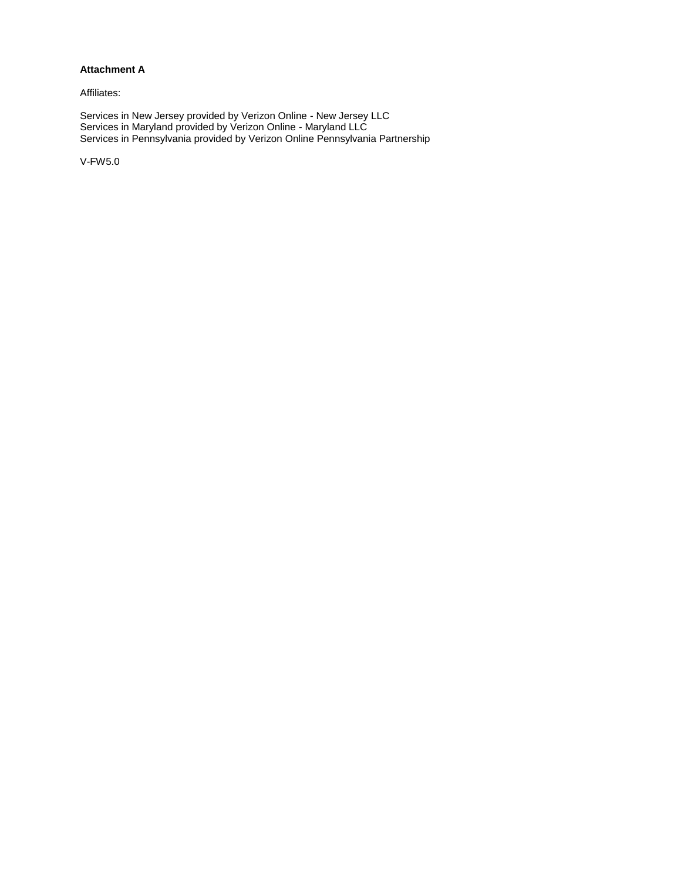**Attachment A**

Affiliates:

Services in New Jersey provided by Verizon Online - New Jersey LLC
Services in Maryland provided by Verizon Online - Maryland LLC
Services in Pennsylvania provided by Verizon Online Pennsylvania Partnership

V-FW5.0